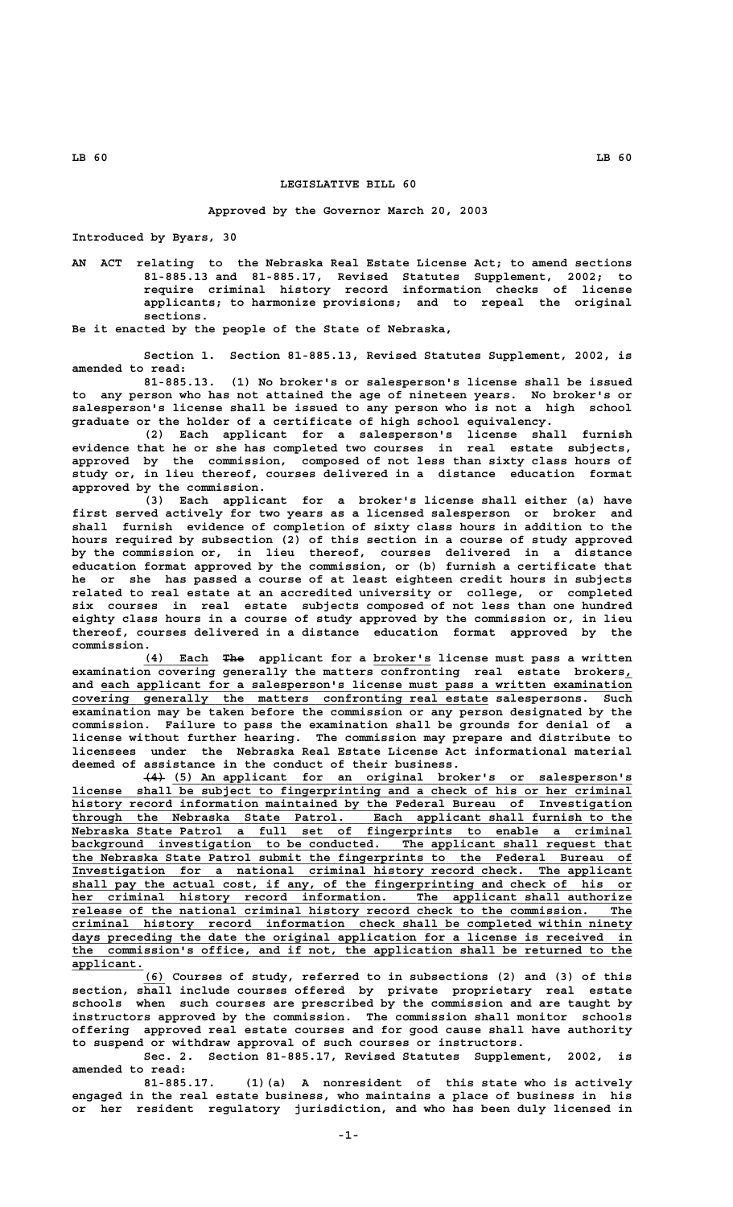# LEGISLATIVE BILL 60

Approved by the Governor March 20, 2003

Introduced by Byars, 30

AN ACT relating to the Nebraska Real Estate License Act; to amend sections 81-885.13 and 81-885.17, Revised Statutes Supplement, 2002; to require criminal history record information checks of license applicants; to harmonize provisions; and to repeal the original sections.

Be it enacted by the people of the State of Nebraska,

Section 1. Section 81-885.13, Revised Statutes Supplement, 2002, is amended to read:

81-885.13. (1) No broker's or salesperson's license shall be issued to any person who has not attained the age of nineteen years. No broker's or salesperson's license shall be issued to any person who is not a high school graduate or the holder of a certificate of high school equivalency.

(2) Each applicant for a salesperson's license shall furnish evidence that he or she has completed two courses in real estate subjects, approved by the commission, composed of not less than sixty class hours of study or, in lieu thereof, courses delivered in a distance education format approved by the commission.

(3) Each applicant for a broker's license shall either (a) have first served actively for two years as a licensed salesperson or broker and shall furnish evidence of completion of sixty class hours in addition to the hours required by subsection (2) of this section in a course of study approved by the commission or, in lieu thereof, courses delivered in a distance education format approved by the commission, or (b) furnish a certificate that he or she has passed a course of at least eighteen credit hours in subjects related to real estate at an accredited university or college, or completed six courses in real estate subjects composed of not less than one hundred eighty class hours in a course of study approved by the commission or, in lieu thereof, courses delivered in a distance education format approved by the commission.

(4) Each ~~The~~ applicant for a broker's license must pass a written examination covering generally the matters confronting real estate brokers, and each applicant for a salesperson's license must pass a written examination covering generally the matters confronting real estate salespersons. Such examination may be taken before the commission or any person designated by the commission. Failure to pass the examination shall be grounds for denial of a license without further hearing. The commission may prepare and distribute to licensees under the Nebraska Real Estate License Act informational material deemed of assistance in the conduct of their business.

~~(4)~~ (5) An applicant for an original broker's or salesperson's license shall be subject to fingerprinting and a check of his or her criminal history record information maintained by the Federal Bureau of Investigation through the Nebraska State Patrol. Each applicant shall furnish to the Nebraska State Patrol a full set of fingerprints to enable a criminal background investigation to be conducted. The applicant shall request that the Nebraska State Patrol submit the fingerprints to the Federal Bureau of Investigation for a national criminal history record check. The applicant shall pay the actual cost, if any, of the fingerprinting and check of his or her criminal history record information. The applicant shall authorize release of the national criminal history record check to the commission. The criminal history record information check shall be completed within ninety days preceding the date the original application for a license is received in the commission's office, and if not, the application shall be returned to the applicant.

(6) Courses of study, referred to in subsections (2) and (3) of this section, shall include courses offered by private proprietary real estate schools when such courses are prescribed by the commission and are taught by instructors approved by the commission. The commission shall monitor schools offering approved real estate courses and for good cause shall have authority to suspend or withdraw approval of such courses or instructors.

Sec. 2. Section 81-885.17, Revised Statutes Supplement, 2002, is amended to read:

81-885.17. (1)(a) A nonresident of this state who is actively engaged in the real estate business, who maintains a place of business in his or her resident regulatory jurisdiction, and who has been duly licensed in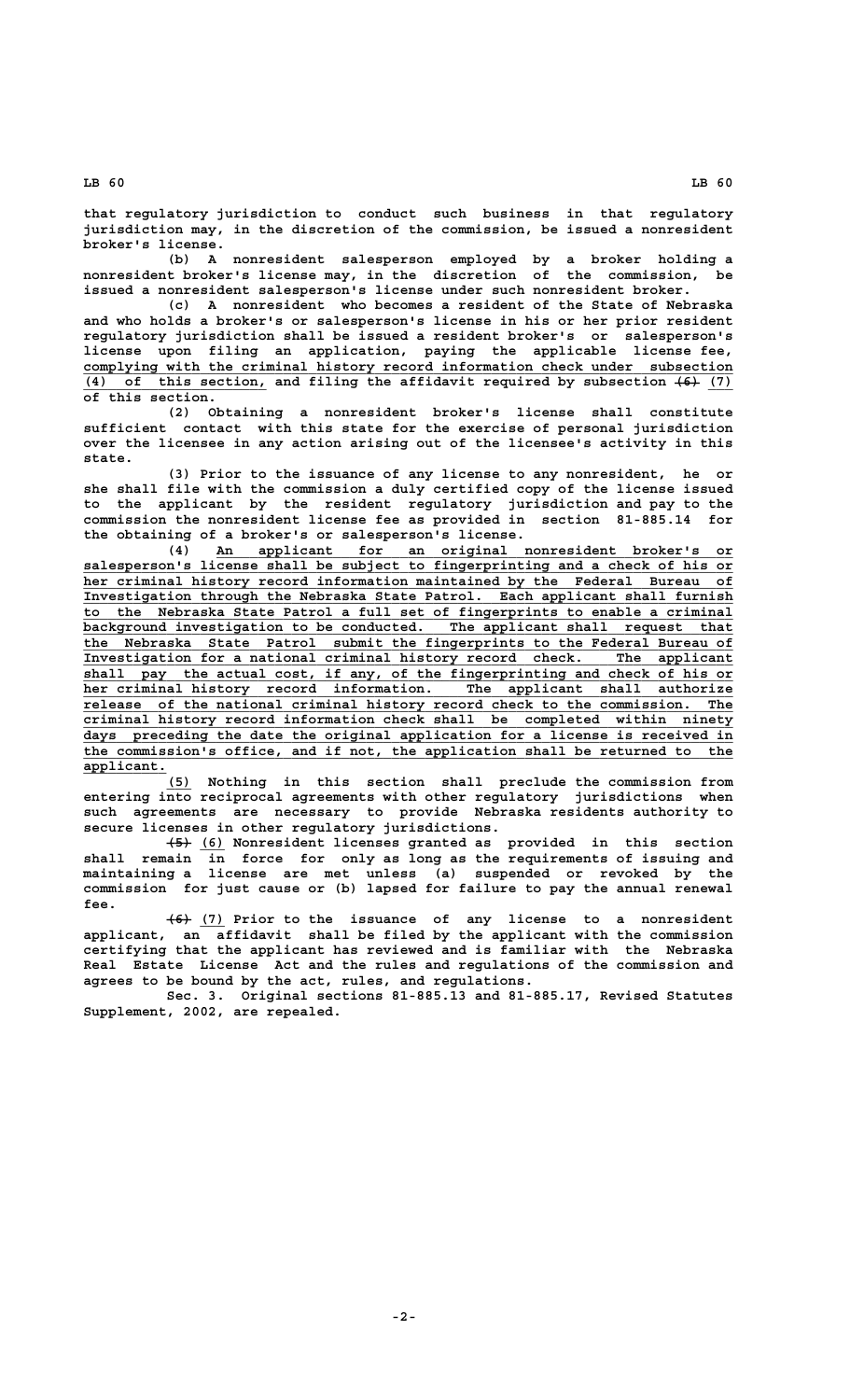that regulatory jurisdiction to conduct such business in that regulatory jurisdiction may, in the discretion of the commission, be issued a nonresident broker's license.

(b) A nonresident salesperson employed by a broker holding a nonresident broker's license may, in the discretion of the commission, be issued a nonresident salesperson's license under such nonresident broker.

(c) A nonresident who becomes a resident of the State of Nebraska and who holds a broker's or salesperson's license in his or her prior resident regulatory jurisdiction shall be issued a resident broker's or salesperson's license upon filing an application, paying the applicable license fee, complying with the criminal history record information check under subsection (4) of this section, and filing the affidavit required by subsection ~~(6)~~ (7) of this section.

(2) Obtaining a nonresident broker's license shall constitute sufficient contact with this state for the exercise of personal jurisdiction over the licensee in any action arising out of the licensee's activity in this state.

(3) Prior to the issuance of any license to any nonresident, he or she shall file with the commission a duly certified copy of the license issued to the applicant by the resident regulatory jurisdiction and pay to the commission the nonresident license fee as provided in section 81-885.14 for the obtaining of a broker's or salesperson's license.

(4) An applicant for an original nonresident broker's or salesperson's license shall be subject to fingerprinting and a check of his or her criminal history record information maintained by the Federal Bureau of Investigation through the Nebraska State Patrol. Each applicant shall furnish to the Nebraska State Patrol a full set of fingerprints to enable a criminal background investigation to be conducted. The applicant shall request that the Nebraska State Patrol submit the fingerprints to the Federal Bureau of Investigation for a national criminal history record check. The applicant shall pay the actual cost, if any, of the fingerprinting and check of his or her criminal history record information. The applicant shall authorize release of the national criminal history record check to the commission. The criminal history record information check shall be completed within ninety days preceding the date the original application for a license is received in the commission's office, and if not, the application shall be returned to the applicant.

(5) Nothing in this section shall preclude the commission from entering into reciprocal agreements with other regulatory jurisdictions when such agreements are necessary to provide Nebraska residents authority to secure licenses in other regulatory jurisdictions.

~~(5)~~ (6) Nonresident licenses granted as provided in this section shall remain in force for only as long as the requirements of issuing and maintaining a license are met unless (a) suspended or revoked by the commission for just cause or (b) lapsed for failure to pay the annual renewal fee.

~~(6)~~ (7) Prior to the issuance of any license to a nonresident applicant, an affidavit shall be filed by the applicant with the commission certifying that the applicant has reviewed and is familiar with the Nebraska Real Estate License Act and the rules and regulations of the commission and agrees to be bound by the act, rules, and regulations.

Sec. 3. Original sections 81-885.13 and 81-885.17, Revised Statutes Supplement, 2002, are repealed.